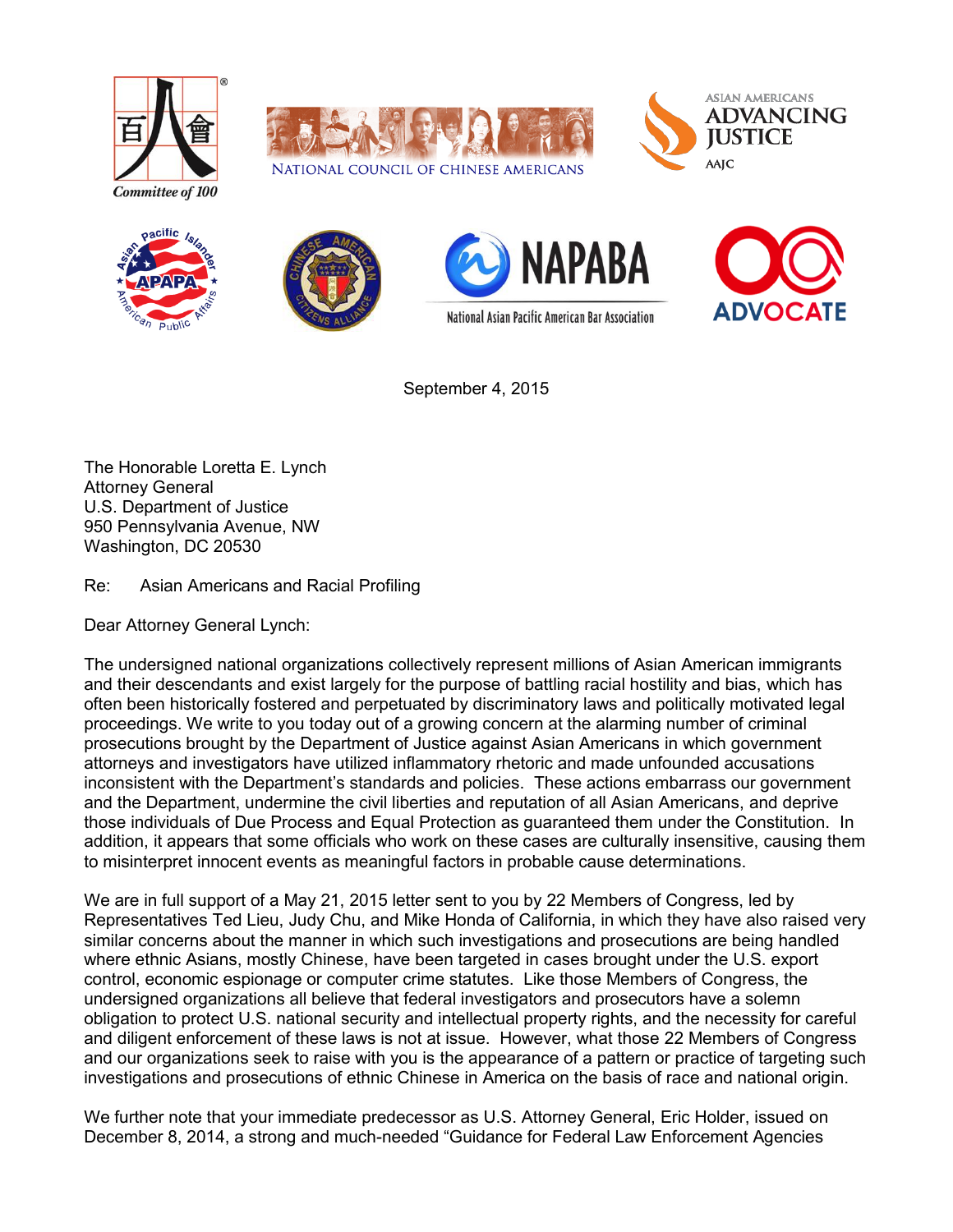Committee of 100

NATIONAL COUNCIL OF CHINESE AMERICANS

ASIAN AMERICANS ADVANCING JUSTICE AAJC

APAPA Asian Pacific Islander American Public Affairs

CHINESE AMERICAN CITIZENS ALLIANCE

NAPABA National Asian Pacific American Bar Association

OCA ADVOCATE

September 4, 2015

The Honorable Loretta E. Lynch
Attorney General
U.S. Department of Justice
950 Pennsylvania Avenue, NW
Washington, DC 20530

Re: Asian Americans and Racial Profiling

Dear Attorney General Lynch:

The undersigned national organizations collectively represent millions of Asian American immigrants and their descendants and exist largely for the purpose of battling racial hostility and bias, which has often been historically fostered and perpetuated by discriminatory laws and politically motivated legal proceedings. We write to you today out of a growing concern at the alarming number of criminal prosecutions brought by the Department of Justice against Asian Americans in which government attorneys and investigators have utilized inflammatory rhetoric and made unfounded accusations inconsistent with the Department's standards and policies. These actions embarrass our government and the Department, undermine the civil liberties and reputation of all Asian Americans, and deprive those individuals of Due Process and Equal Protection as guaranteed them under the Constitution. In addition, it appears that some officials who work on these cases are culturally insensitive, causing them to misinterpret innocent events as meaningful factors in probable cause determinations.

We are in full support of a May 21, 2015 letter sent to you by 22 Members of Congress, led by Representatives Ted Lieu, Judy Chu, and Mike Honda of California, in which they have also raised very similar concerns about the manner in which such investigations and prosecutions are being handled where ethnic Asians, mostly Chinese, have been targeted in cases brought under the U.S. export control, economic espionage or computer crime statutes. Like those Members of Congress, the undersigned organizations all believe that federal investigators and prosecutors have a solemn obligation to protect U.S. national security and intellectual property rights, and the necessity for careful and diligent enforcement of these laws is not at issue. However, what those 22 Members of Congress and our organizations seek to raise with you is the appearance of a pattern or practice of targeting such investigations and prosecutions of ethnic Chinese in America on the basis of race and national origin.

We further note that your immediate predecessor as U.S. Attorney General, Eric Holder, issued on December 8, 2014, a strong and much-needed "Guidance for Federal Law Enforcement Agencies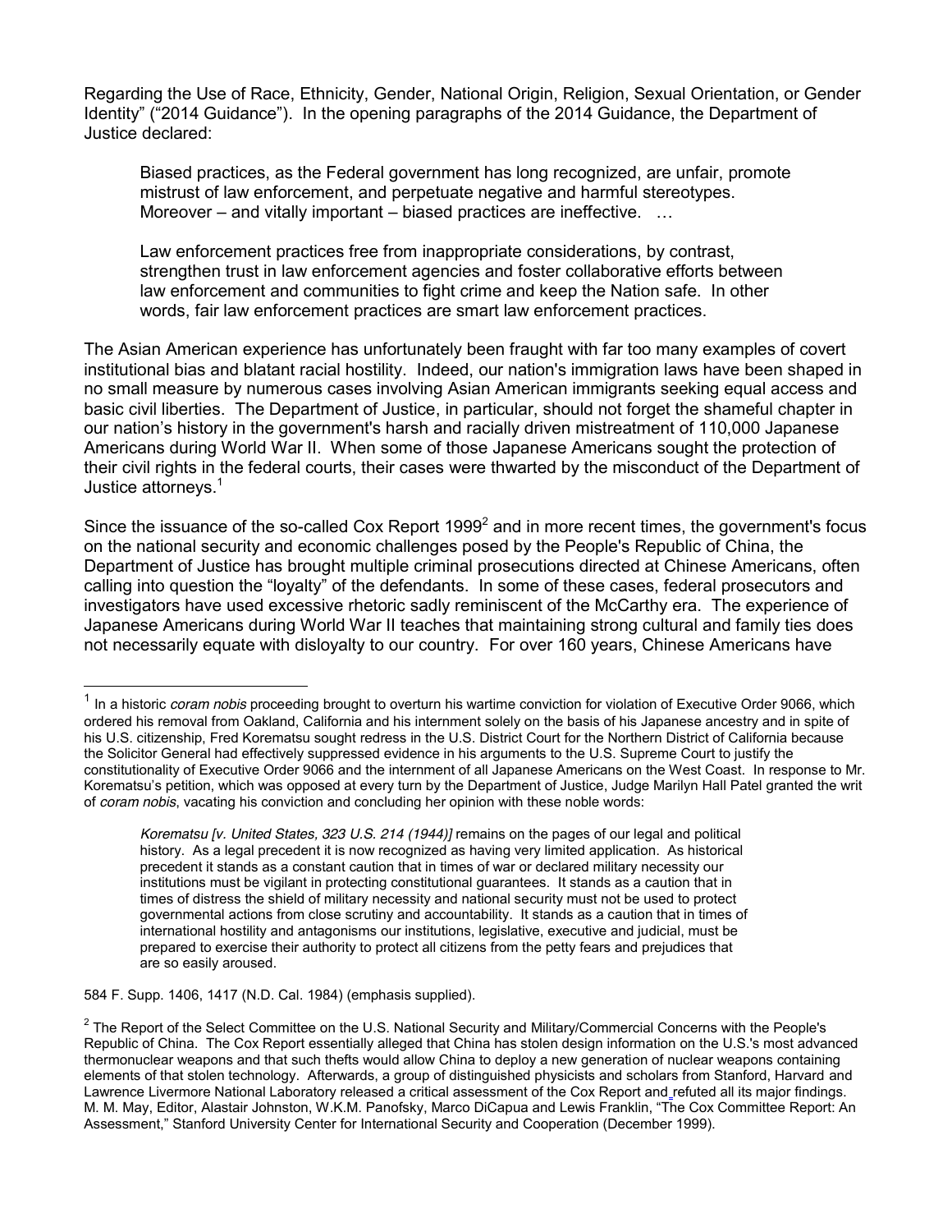Regarding the Use of Race, Ethnicity, Gender, National Origin, Religion, Sexual Orientation, or Gender Identity" ("2014 Guidance"). In the opening paragraphs of the 2014 Guidance, the Department of Justice declared:

> Biased practices, as the Federal government has long recognized, are unfair, promote mistrust of law enforcement, and perpetuate negative and harmful stereotypes. Moreover – and vitally important – biased practices are ineffective. …
>
> Law enforcement practices free from inappropriate considerations, by contrast, strengthen trust in law enforcement agencies and foster collaborative efforts between law enforcement and communities to fight crime and keep the Nation safe. In other words, fair law enforcement practices are smart law enforcement practices.

The Asian American experience has unfortunately been fraught with far too many examples of covert institutional bias and blatant racial hostility. Indeed, our nation's immigration laws have been shaped in no small measure by numerous cases involving Asian American immigrants seeking equal access and basic civil liberties. The Department of Justice, in particular, should not forget the shameful chapter in our nation's history in the government's harsh and racially driven mistreatment of 110,000 Japanese Americans during World War II. When some of those Japanese Americans sought the protection of their civil rights in the federal courts, their cases were thwarted by the misconduct of the Department of Justice attorneys.[1]

Since the issuance of the so-called Cox Report 1999[2] and in more recent times, the government's focus on the national security and economic challenges posed by the People's Republic of China, the Department of Justice has brought multiple criminal prosecutions directed at Chinese Americans, often calling into question the "loyalty" of the defendants. In some of these cases, federal prosecutors and investigators have used excessive rhetoric sadly reminiscent of the McCarthy era. The experience of Japanese Americans during World War II teaches that maintaining strong cultural and family ties does not necessarily equate with disloyalty to our country. For over 160 years, Chinese Americans have

---

[1] In a historic *coram nobis* proceeding brought to overturn his wartime conviction for violation of Executive Order 9066, which ordered his removal from Oakland, California and his internment solely on the basis of his Japanese ancestry and in spite of his U.S. citizenship, Fred Korematsu sought redress in the U.S. District Court for the Northern District of California because the Solicitor General had effectively suppressed evidence in his arguments to the U.S. Supreme Court to justify the constitutionality of Executive Order 9066 and the internment of all Japanese Americans on the West Coast. In response to Mr. Korematsu's petition, which was opposed at every turn by the Department of Justice, Judge Marilyn Hall Patel granted the writ of *coram nobis*, vacating his conviction and concluding her opinion with these noble words:

> *Korematsu [v. United States, 323 U.S. 214 (1944)]* remains on the pages of our legal and political history. As a legal precedent it is now recognized as having very limited application. As historical precedent it stands as a constant caution that in times of war or declared military necessity our institutions must be vigilant in protecting constitutional guarantees. It stands as a caution that in times of distress the shield of military necessity and national security must not be used to protect governmental actions from close scrutiny and accountability. It stands as a caution that in times of international hostility and antagonisms our institutions, legislative, executive and judicial, must be prepared to exercise their authority to protect all citizens from the petty fears and prejudices that are so easily aroused.

584 F. Supp. 1406, 1417 (N.D. Cal. 1984) (emphasis supplied).

[2] The Report of the Select Committee on the U.S. National Security and Military/Commercial Concerns with the People's Republic of China. The Cox Report essentially alleged that China has stolen design information on the U.S.'s most advanced thermonuclear weapons and that such thefts would allow China to deploy a new generation of nuclear weapons containing elements of that stolen technology. Afterwards, a group of distinguished physicists and scholars from Stanford, Harvard and Lawrence Livermore National Laboratory released a critical assessment of the Cox Report and refuted all its major findings. M. M. May, Editor, Alastair Johnston, W.K.M. Panofsky, Marco DiCapua and Lewis Franklin, "The Cox Committee Report: An Assessment," Stanford University Center for International Security and Cooperation (December 1999).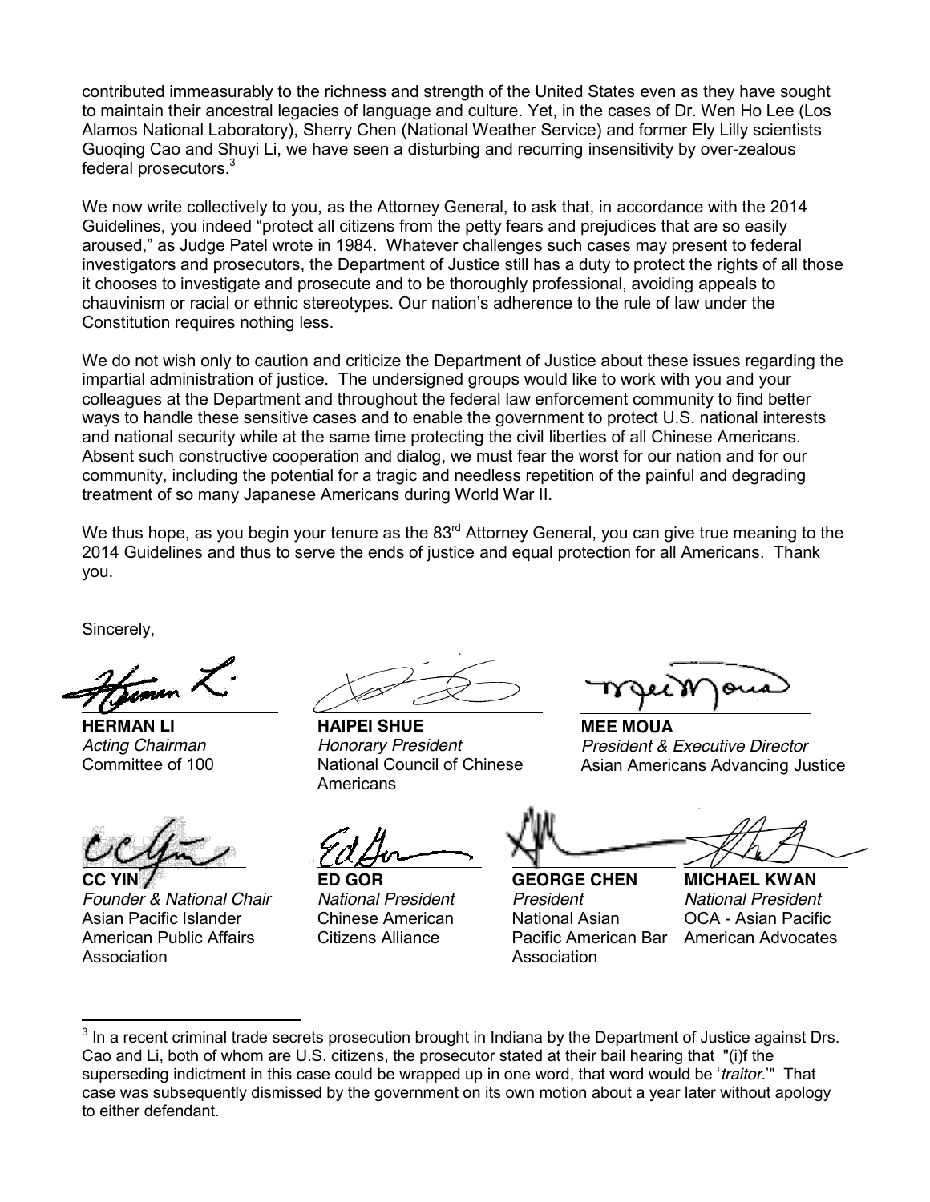contributed immeasurably to the richness and strength of the United States even as they have sought to maintain their ancestral legacies of language and culture. Yet, in the cases of Dr. Wen Ho Lee (Los Alamos National Laboratory), Sherry Chen (National Weather Service) and former Ely Lilly scientists Guoqing Cao and Shuyi Li, we have seen a disturbing and recurring insensitivity by over-zealous federal prosecutors.[3]

We now write collectively to you, as the Attorney General, to ask that, in accordance with the 2014 Guidelines, you indeed "protect all citizens from the petty fears and prejudices that are so easily aroused," as Judge Patel wrote in 1984. Whatever challenges such cases may present to federal investigators and prosecutors, the Department of Justice still has a duty to protect the rights of all those it chooses to investigate and prosecute and to be thoroughly professional, avoiding appeals to chauvinism or racial or ethnic stereotypes. Our nation's adherence to the rule of law under the Constitution requires nothing less.

We do not wish only to caution and criticize the Department of Justice about these issues regarding the impartial administration of justice. The undersigned groups would like to work with you and your colleagues at the Department and throughout the federal law enforcement community to find better ways to handle these sensitive cases and to enable the government to protect U.S. national interests and national security while at the same time protecting the civil liberties of all Chinese Americans. Absent such constructive cooperation and dialog, we must fear the worst for our nation and for our community, including the potential for a tragic and needless repetition of the painful and degrading treatment of so many Japanese Americans during World War II.

We thus hope, as you begin your tenure as the 83rd Attorney General, you can give true meaning to the 2014 Guidelines and thus to serve the ends of justice and equal protection for all Americans. Thank you.

Sincerely,

**HERMAN LI**
*Acting Chairman*
Committee of 100

**HAIPEI SHUE**
*Honorary President*
National Council of Chinese Americans

**MEE MOUA**
*President & Executive Director*
Asian Americans Advancing Justice

**CC YIN**
*Founder & National Chair*
Asian Pacific Islander American Public Affairs Association

**ED GOR**
*National President*
Chinese American Citizens Alliance

**GEORGE CHEN**
*President*
National Asian Pacific American Bar Association

**MICHAEL KWAN**
*National President*
OCA - Asian Pacific American Advocates

---

[3] In a recent criminal trade secrets prosecution brought in Indiana by the Department of Justice against Drs. Cao and Li, both of whom are U.S. citizens, the prosecutor stated at their bail hearing that "(i)f the superseding indictment in this case could be wrapped up in one word, that word would be '*traitor*.'" That case was subsequently dismissed by the government on its own motion about a year later without apology to either defendant.